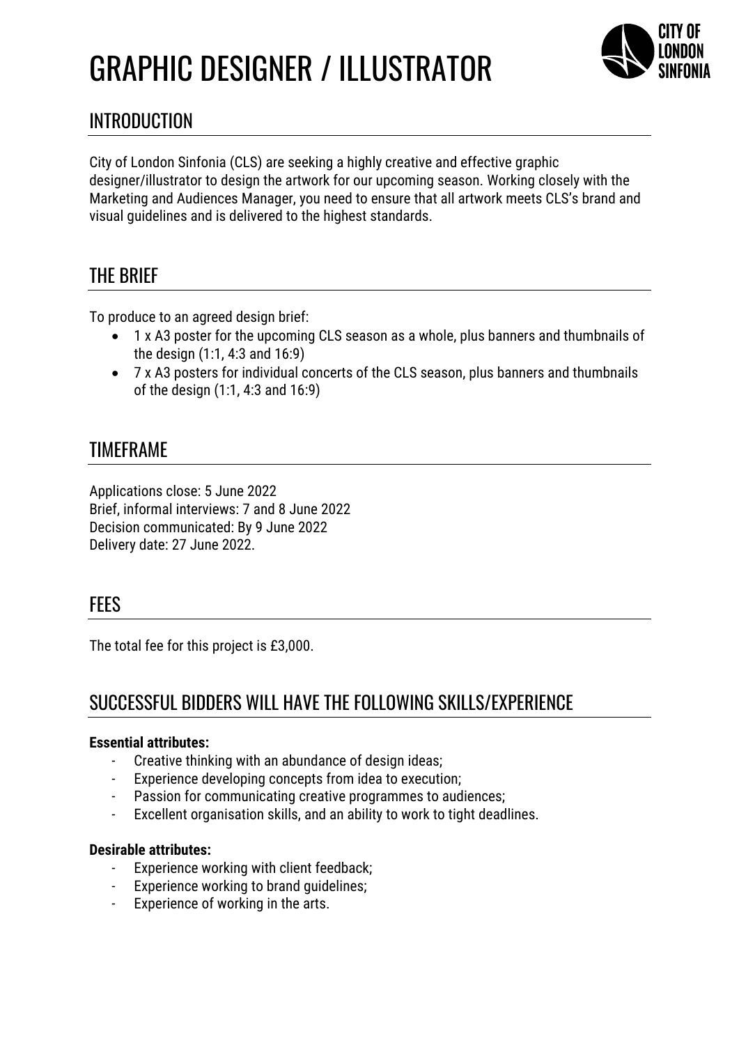# GRAPHIC DESIGNER / ILLUSTRATOR

CITY OF LONDON SINFONIA

## INTRODUCTION

City of London Sinfonia (CLS) are seeking a highly creative and effective graphic designer/illustrator to design the artwork for our upcoming season. Working closely with the Marketing and Audiences Manager, you need to ensure that all artwork meets CLS's brand and visual guidelines and is delivered to the highest standards.

## THE BRIEF

To produce to an agreed design brief:

- 1 x A3 poster for the upcoming CLS season as a whole, plus banners and thumbnails of the design (1:1, 4:3 and 16:9)
- 7 x A3 posters for individual concerts of the CLS season, plus banners and thumbnails of the design (1:1, 4:3 and 16:9)

## TIMEFRAME

Applications close: 5 June 2022
Brief, informal interviews: 7 and 8 June 2022
Decision communicated: By 9 June 2022
Delivery date: 27 June 2022.

## FEES

The total fee for this project is £3,000.

## SUCCESSFUL BIDDERS WILL HAVE THE FOLLOWING SKILLS/EXPERIENCE

**Essential attributes:**

- Creative thinking with an abundance of design ideas;
- Experience developing concepts from idea to execution;
- Passion for communicating creative programmes to audiences;
- Excellent organisation skills, and an ability to work to tight deadlines.

**Desirable attributes:**

- Experience working with client feedback;
- Experience working to brand guidelines;
- Experience of working in the arts.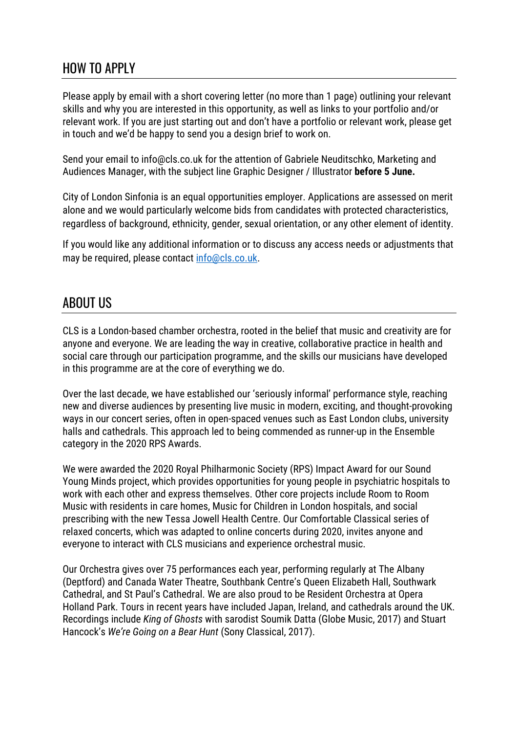## HOW TO APPLY

Please apply by email with a short covering letter (no more than 1 page) outlining your relevant skills and why you are interested in this opportunity, as well as links to your portfolio and/or relevant work. If you are just starting out and don't have a portfolio or relevant work, please get in touch and we'd be happy to send you a design brief to work on.

Send your email to info@cls.co.uk for the attention of Gabriele Neuditschko, Marketing and Audiences Manager, with the subject line Graphic Designer / Illustrator **before 5 June.**

City of London Sinfonia is an equal opportunities employer. Applications are assessed on merit alone and we would particularly welcome bids from candidates with protected characteristics, regardless of background, ethnicity, gender, sexual orientation, or any other element of identity.

If you would like any additional information or to discuss any access needs or adjustments that may be required, please contact [info@cls.co.uk](mailto:info@cls.co.uk).

## ABOUT US

CLS is a London-based chamber orchestra, rooted in the belief that music and creativity are for anyone and everyone. We are leading the way in creative, collaborative practice in health and social care through our participation programme, and the skills our musicians have developed in this programme are at the core of everything we do.

Over the last decade, we have established our 'seriously informal' performance style, reaching new and diverse audiences by presenting live music in modern, exciting, and thought-provoking ways in our concert series, often in open-spaced venues such as East London clubs, university halls and cathedrals. This approach led to being commended as runner-up in the Ensemble category in the 2020 RPS Awards.

We were awarded the 2020 Royal Philharmonic Society (RPS) Impact Award for our Sound Young Minds project, which provides opportunities for young people in psychiatric hospitals to work with each other and express themselves. Other core projects include Room to Room Music with residents in care homes, Music for Children in London hospitals, and social prescribing with the new Tessa Jowell Health Centre. Our Comfortable Classical series of relaxed concerts, which was adapted to online concerts during 2020, invites anyone and everyone to interact with CLS musicians and experience orchestral music.

Our Orchestra gives over 75 performances each year, performing regularly at The Albany (Deptford) and Canada Water Theatre, Southbank Centre's Queen Elizabeth Hall, Southwark Cathedral, and St Paul's Cathedral. We are also proud to be Resident Orchestra at Opera Holland Park. Tours in recent years have included Japan, Ireland, and cathedrals around the UK. Recordings include *King of Ghosts* with sarodist Soumik Datta (Globe Music, 2017) and Stuart Hancock's *We're Going on a Bear Hunt* (Sony Classical, 2017).